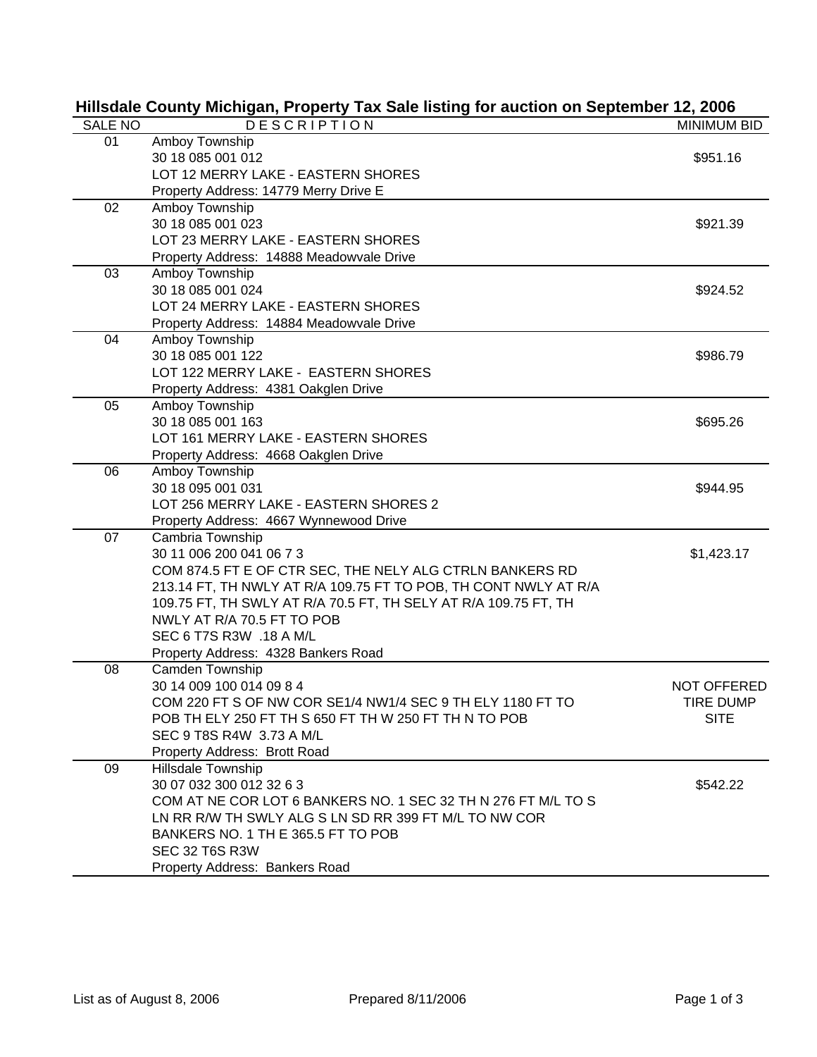# Hillsdale County Michigan, Property Tax Sale listing for auction on September 12, 2006

| SALE NO | DESCRIPTION | MINIMUM BID |
|---|---|---|
| 01 | Amboy Township<br>30 18 085 001 012<br>LOT 12 MERRY LAKE - EASTERN SHORES<br>Property Address: 14779 Merry Drive E | $951.16 |
| 02 | Amboy Township<br>30 18 085 001 023<br>LOT 23 MERRY LAKE - EASTERN SHORES<br>Property Address: 14888 Meadowvale Drive | $921.39 |
| 03 | Amboy Township<br>30 18 085 001 024<br>LOT 24 MERRY LAKE - EASTERN SHORES<br>Property Address: 14884 Meadowvale Drive | $924.52 |
| 04 | Amboy Township<br>30 18 085 001 122<br>LOT 122 MERRY LAKE - EASTERN SHORES<br>Property Address: 4381 Oakglen Drive | $986.79 |
| 05 | Amboy Township<br>30 18 085 001 163<br>LOT 161 MERRY LAKE - EASTERN SHORES<br>Property Address: 4668 Oakglen Drive | $695.26 |
| 06 | Amboy Township<br>30 18 095 001 031<br>LOT 256 MERRY LAKE - EASTERN SHORES 2<br>Property Address: 4667 Wynnewood Drive | $944.95 |
| 07 | Cambria Township<br>30 11 006 200 041 06 7 3<br>COM 874.5 FT E OF CTR SEC, THE NELY ALG CTRLN BANKERS RD 213.14 FT, TH NWLY AT R/A 109.75 FT TO POB, TH CONT NWLY AT R/A 109.75 FT, TH SWLY AT R/A 70.5 FT, TH SELY AT R/A 109.75 FT, TH NWLY AT R/A 70.5 FT TO POB<br>SEC 6 T7S R3W .18 A M/L<br>Property Address: 4328 Bankers Road | $1,423.17 |
| 08 | Camden Township<br>30 14 009 100 014 09 8 4<br>COM 220 FT S OF NW COR SE1/4 NW1/4 SEC 9 TH ELY 1180 FT TO POB TH ELY 250 FT TH S 650 FT TH W 250 FT TH N TO POB<br>SEC 9 T8S R4W 3.73 A M/L<br>Property Address: Brott Road | NOT OFFERED TIRE DUMP SITE |
| 09 | Hillsdale Township<br>30 07 032 300 012 32 6 3<br>COM AT NE COR LOT 6 BANKERS NO. 1 SEC 32 TH N 276 FT M/L TO S LN RR R/W TH SWLY ALG S LN SD RR 399 FT M/L TO NW COR BANKERS NO. 1 TH E 365.5 FT TO POB<br>SEC 32 T6S R3W<br>Property Address: Bankers Road | $542.22 |

List as of August 8, 2006 Prepared 8/11/2006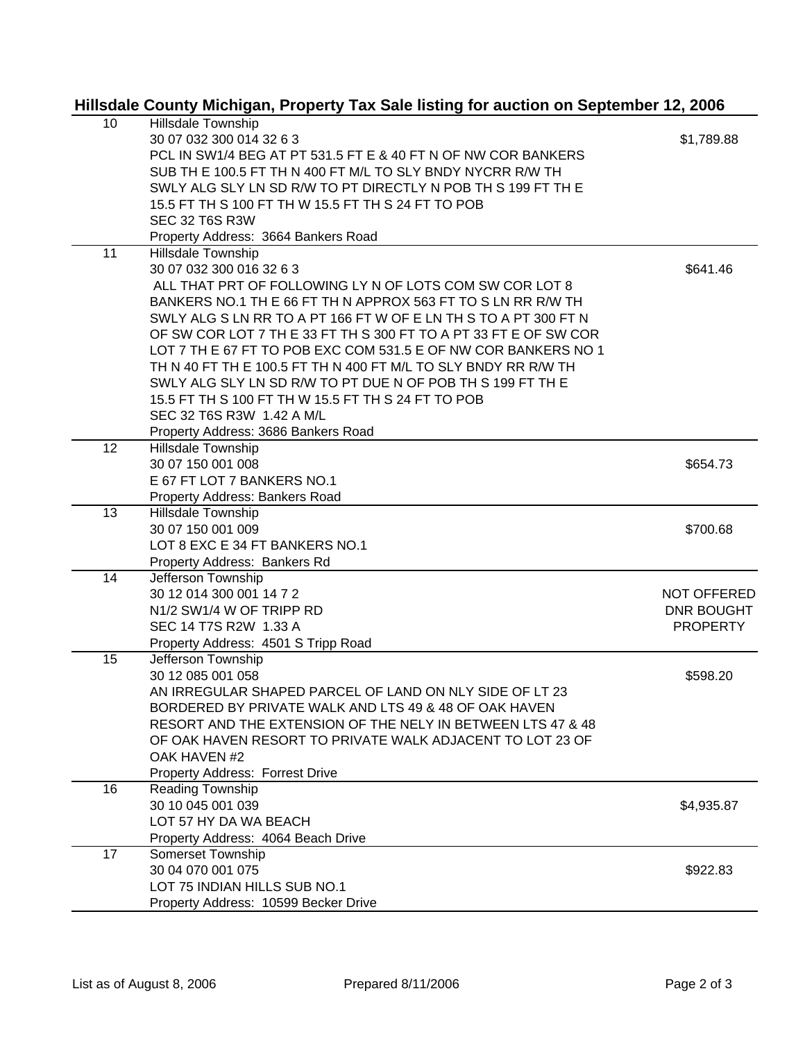## Hillsdale County Michigan, Property Tax Sale listing for auction on September 12, 2006

| | | |
|---|---|---|
| 10 | Hillsdale Township<br>30 07 032 300 014 32 6 3<br>PCL IN SW1/4 BEG AT PT 531.5 FT E & 40 FT N OF NW COR BANKERS SUB TH E 100.5 FT TH N 400 FT M/L TO SLY BNDY NYCRR R/W TH SWLY ALG SLY LN SD R/W TO PT DIRECTLY N POB TH S 199 FT TH E 15.5 FT TH S 100 FT TH W 15.5 FT TH S 24 FT TO POB<br>SEC 32 T6S R3W<br>Property Address: 3664 Bankers Road | $1,789.88 |
| 11 | Hillsdale Township<br>30 07 032 300 016 32 6 3<br>ALL THAT PRT OF FOLLOWING LY N OF LOTS COM SW COR LOT 8 BANKERS NO.1 TH E 66 FT TH N APPROX 563 FT TO S LN RR R/W TH SWLY ALG S LN RR TO A PT 166 FT W OF E LN TH S TO A PT 300 FT N OF SW COR LOT 7 TH E 33 FT TH S 300 FT TO A PT 33 FT E OF SW COR LOT 7 TH E 67 FT TO POB EXC COM 531.5 E OF NW COR BANKERS NO 1 TH N 40 FT TH E 100.5 FT TH N 400 FT M/L TO SLY BNDY RR R/W TH SWLY ALG SLY LN SD R/W TO PT DUE N OF POB TH S 199 FT TH E 15.5 FT TH S 100 FT TH W 15.5 FT TH S 24 FT TO POB<br>SEC 32 T6S R3W 1.42 A M/L<br>Property Address: 3686 Bankers Road | $641.46 |
| 12 | Hillsdale Township<br>30 07 150 001 008<br>E 67 FT LOT 7 BANKERS NO.1<br>Property Address: Bankers Road | $654.73 |
| 13 | Hillsdale Township<br>30 07 150 001 009<br>LOT 8 EXC E 34 FT BANKERS NO.1<br>Property Address: Bankers Rd | $700.68 |
| 14 | Jefferson Township<br>30 12 014 300 001 14 7 2<br>N1/2 SW1/4 W OF TRIPP RD<br>SEC 14 T7S R2W 1.33 A<br>Property Address: 4501 S Tripp Road | NOT OFFERED<br>DNR BOUGHT<br>PROPERTY |
| 15 | Jefferson Township<br>30 12 085 001 058<br>AN IRREGULAR SHAPED PARCEL OF LAND ON NLY SIDE OF LT 23 BORDERED BY PRIVATE WALK AND LTS 49 & 48 OF OAK HAVEN RESORT AND THE EXTENSION OF THE NELY IN BETWEEN LTS 47 & 48 OF OAK HAVEN RESORT TO PRIVATE WALK ADJACENT TO LOT 23 OF OAK HAVEN #2<br>Property Address: Forrest Drive | $598.20 |
| 16 | Reading Township<br>30 10 045 001 039<br>LOT 57 HY DA WA BEACH<br>Property Address: 4064 Beach Drive | $4,935.87 |
| 17 | Somerset Township<br>30 04 070 001 075<br>LOT 75 INDIAN HILLS SUB NO.1<br>Property Address: 10599 Becker Drive | $922.83 |

List as of August 8, 2006 | Prepared 8/11/2006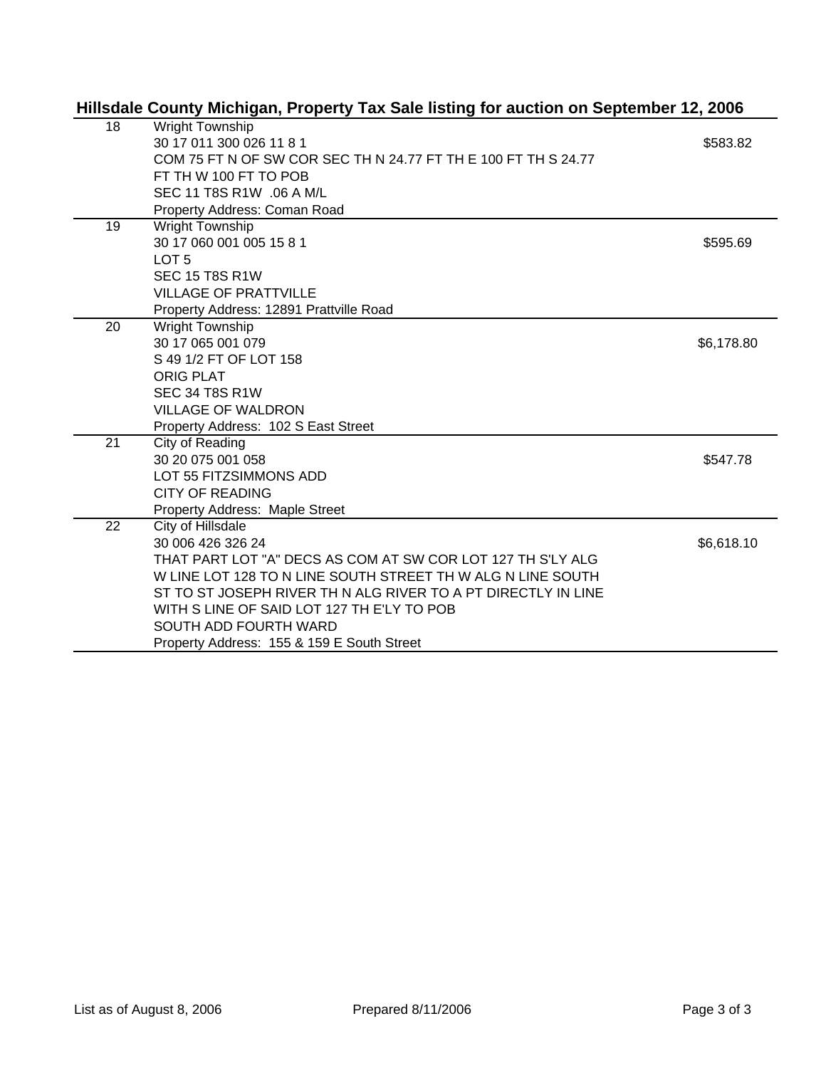## Hillsdale County Michigan, Property Tax Sale listing for auction on September 12, 2006

| | | |
|---|---|---|
| 18 | Wright Township<br>30 17 011 300 026 11 8 1<br>COM 75 FT N OF SW COR SEC TH N 24.77 FT TH E 100 FT TH S 24.77 FT TH W 100 FT TO POB<br>SEC 11 T8S R1W .06 A M/L<br>Property Address: Coman Road | $583.82 |
| 19 | Wright Township<br>30 17 060 001 005 15 8 1<br>LOT 5<br>SEC 15 T8S R1W<br>VILLAGE OF PRATTVILLE<br>Property Address: 12891 Prattville Road | $595.69 |
| 20 | Wright Township<br>30 17 065 001 079<br>S 49 1/2 FT OF LOT 158<br>ORIG PLAT<br>SEC 34 T8S R1W<br>VILLAGE OF WALDRON<br>Property Address: 102 S East Street | $6,178.80 |
| 21 | City of Reading<br>30 20 075 001 058<br>LOT 55 FITZSIMMONS ADD<br>CITY OF READING<br>Property Address: Maple Street | $547.78 |
| 22 | City of Hillsdale<br>30 006 426 326 24<br>THAT PART LOT "A" DECS AS COM AT SW COR LOT 127 TH S'LY ALG W LINE LOT 128 TO N LINE SOUTH STREET TH W ALG N LINE SOUTH ST TO ST JOSEPH RIVER TH N ALG RIVER TO A PT DIRECTLY IN LINE WITH S LINE OF SAID LOT 127 TH E'LY TO POB<br>SOUTH ADD FOURTH WARD<br>Property Address: 155 & 159 E South Street | $6,618.10 |

List as of August 8, 2006 Prepared 8/11/2006